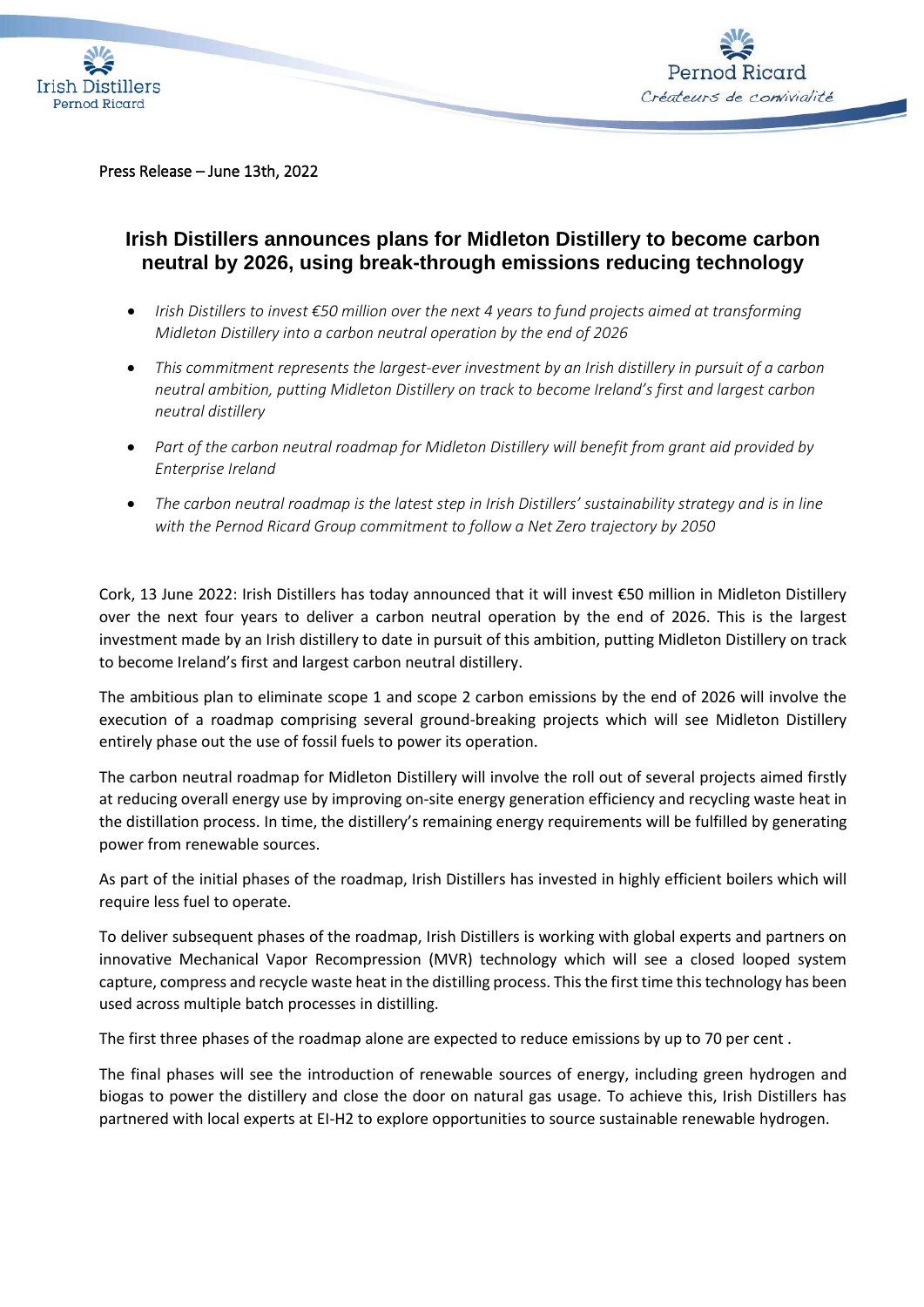Press Release – June 13th, 2022

# Irish Distillers announces plans for Midleton Distillery to become carbon neutral by 2026, using break-through emissions reducing technology

- *Irish Distillers to invest €50 million over the next 4 years to fund projects aimed at transforming Midleton Distillery into a carbon neutral operation by the end of 2026*
- *This commitment represents the largest-ever investment by an Irish distillery in pursuit of a carbon neutral ambition, putting Midleton Distillery on track to become Ireland's first and largest carbon neutral distillery*
- *Part of the carbon neutral roadmap for Midleton Distillery will benefit from grant aid provided by Enterprise Ireland*
- *The carbon neutral roadmap is the latest step in Irish Distillers' sustainability strategy and is in line with the Pernod Ricard Group commitment to follow a Net Zero trajectory by 2050*

Cork, 13 June 2022: Irish Distillers has today announced that it will invest €50 million in Midleton Distillery over the next four years to deliver a carbon neutral operation by the end of 2026. This is the largest investment made by an Irish distillery to date in pursuit of this ambition, putting Midleton Distillery on track to become Ireland's first and largest carbon neutral distillery.

The ambitious plan to eliminate scope 1 and scope 2 carbon emissions by the end of 2026 will involve the execution of a roadmap comprising several ground-breaking projects which will see Midleton Distillery entirely phase out the use of fossil fuels to power its operation.

The carbon neutral roadmap for Midleton Distillery will involve the roll out of several projects aimed firstly at reducing overall energy use by improving on-site energy generation efficiency and recycling waste heat in the distillation process. In time, the distillery's remaining energy requirements will be fulfilled by generating power from renewable sources.

As part of the initial phases of the roadmap, Irish Distillers has invested in highly efficient boilers which will require less fuel to operate.

To deliver subsequent phases of the roadmap, Irish Distillers is working with global experts and partners on innovative Mechanical Vapor Recompression (MVR) technology which will see a closed looped system capture, compress and recycle waste heat in the distilling process. This the first time this technology has been used across multiple batch processes in distilling.

The first three phases of the roadmap alone are expected to reduce emissions by up to 70 per cent .

The final phases will see the introduction of renewable sources of energy, including green hydrogen and biogas to power the distillery and close the door on natural gas usage. To achieve this, Irish Distillers has partnered with local experts at EI-H2 to explore opportunities to source sustainable renewable hydrogen.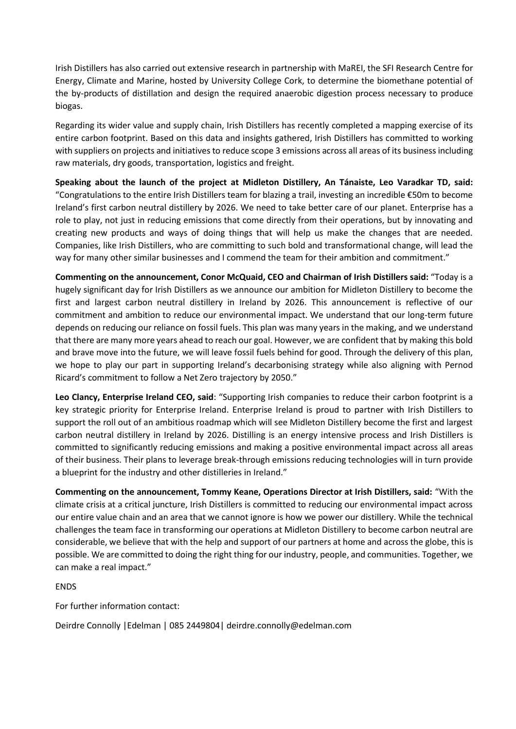Irish Distillers has also carried out extensive research in partnership with MaREI, the SFI Research Centre for Energy, Climate and Marine, hosted by University College Cork, to determine the biomethane potential of the by-products of distillation and design the required anaerobic digestion process necessary to produce biogas.

Regarding its wider value and supply chain, Irish Distillers has recently completed a mapping exercise of its entire carbon footprint. Based on this data and insights gathered, Irish Distillers has committed to working with suppliers on projects and initiatives to reduce scope 3 emissions across all areas of its business including raw materials, dry goods, transportation, logistics and freight.

**Speaking about the launch of the project at Midleton Distillery, An Tánaiste, Leo Varadkar TD, said:** "Congratulations to the entire Irish Distillers team for blazing a trail, investing an incredible €50m to become Ireland's first carbon neutral distillery by 2026. We need to take better care of our planet. Enterprise has a role to play, not just in reducing emissions that come directly from their operations, but by innovating and creating new products and ways of doing things that will help us make the changes that are needed. Companies, like Irish Distillers, who are committing to such bold and transformational change, will lead the way for many other similar businesses and I commend the team for their ambition and commitment."

**Commenting on the announcement, Conor McQuaid, CEO and Chairman of Irish Distillers said:** "Today is a hugely significant day for Irish Distillers as we announce our ambition for Midleton Distillery to become the first and largest carbon neutral distillery in Ireland by 2026. This announcement is reflective of our commitment and ambition to reduce our environmental impact. We understand that our long-term future depends on reducing our reliance on fossil fuels. This plan was many years in the making, and we understand that there are many more years ahead to reach our goal. However, we are confident that by making this bold and brave move into the future, we will leave fossil fuels behind for good. Through the delivery of this plan, we hope to play our part in supporting Ireland's decarbonising strategy while also aligning with Pernod Ricard's commitment to follow a Net Zero trajectory by 2050."

**Leo Clancy, Enterprise Ireland CEO, said**: "Supporting Irish companies to reduce their carbon footprint is a key strategic priority for Enterprise Ireland. Enterprise Ireland is proud to partner with Irish Distillers to support the roll out of an ambitious roadmap which will see Midleton Distillery become the first and largest carbon neutral distillery in Ireland by 2026. Distilling is an energy intensive process and Irish Distillers is committed to significantly reducing emissions and making a positive environmental impact across all areas of their business. Their plans to leverage break-through emissions reducing technologies will in turn provide a blueprint for the industry and other distilleries in Ireland."

**Commenting on the announcement, Tommy Keane, Operations Director at Irish Distillers, said:** "With the climate crisis at a critical juncture, Irish Distillers is committed to reducing our environmental impact across our entire value chain and an area that we cannot ignore is how we power our distillery. While the technical challenges the team face in transforming our operations at Midleton Distillery to become carbon neutral are considerable, we believe that with the help and support of our partners at home and across the globe, this is possible. We are committed to doing the right thing for our industry, people, and communities. Together, we can make a real impact."

ENDS

For further information contact:

Deirdre Connolly |Edelman | 085 2449804| deirdre.connolly@edelman.com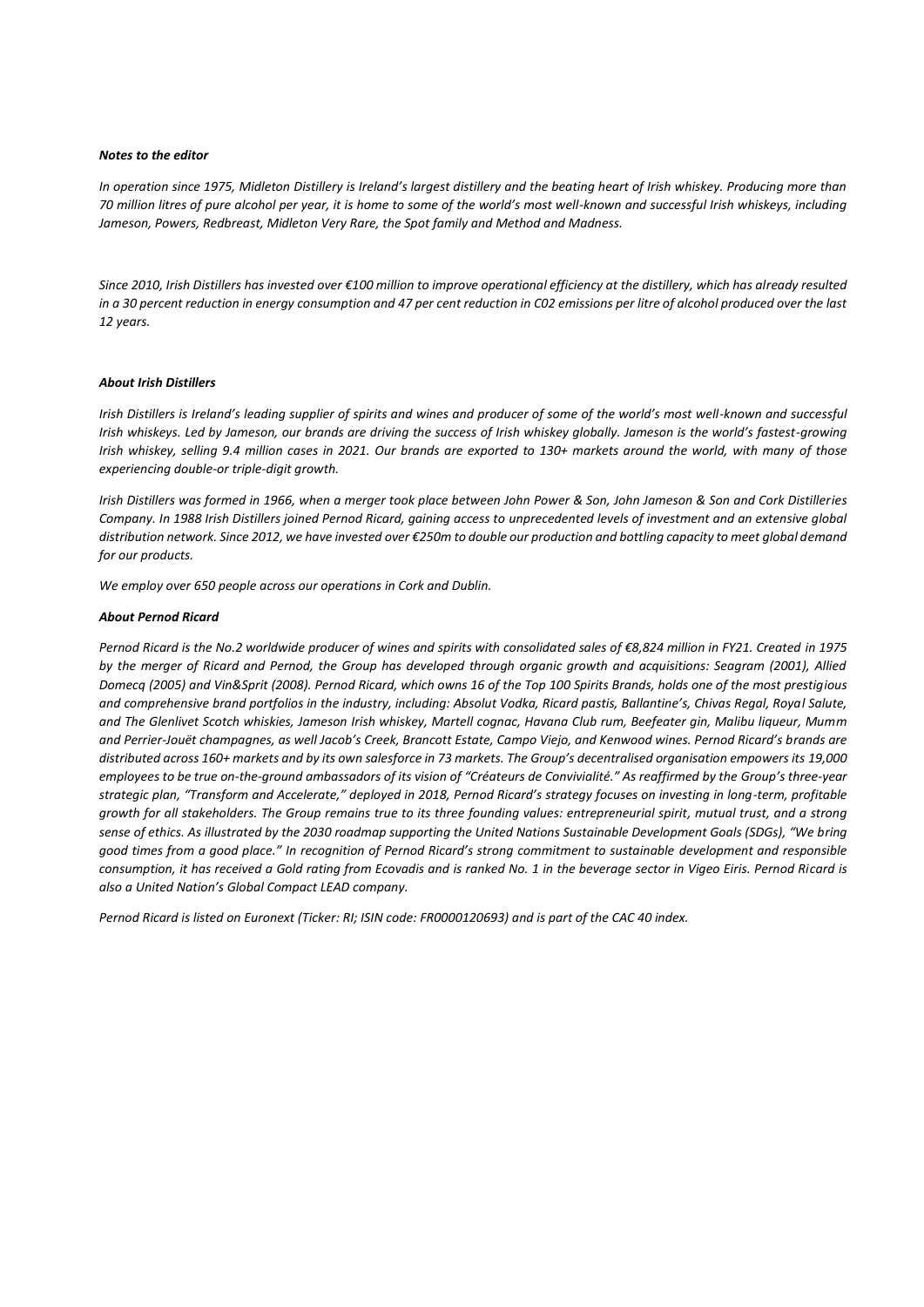***Notes to the editor***

*In operation since 1975, Midleton Distillery is Ireland's largest distillery and the beating heart of Irish whiskey. Producing more than 70 million litres of pure alcohol per year, it is home to some of the world's most well-known and successful Irish whiskeys, including Jameson, Powers, Redbreast, Midleton Very Rare, the Spot family and Method and Madness.*

*Since 2010, Irish Distillers has invested over €100 million to improve operational efficiency at the distillery, which has already resulted in a 30 percent reduction in energy consumption and 47 per cent reduction in C02 emissions per litre of alcohol produced over the last 12 years.*

***About Irish Distillers***

*Irish Distillers is Ireland's leading supplier of spirits and wines and producer of some of the world's most well-known and successful Irish whiskeys. Led by Jameson, our brands are driving the success of Irish whiskey globally. Jameson is the world's fastest-growing Irish whiskey, selling 9.4 million cases in 2021. Our brands are exported to 130+ markets around the world, with many of those experiencing double-or triple-digit growth.*

*Irish Distillers was formed in 1966, when a merger took place between John Power & Son, John Jameson & Son and Cork Distilleries Company. In 1988 Irish Distillers joined Pernod Ricard, gaining access to unprecedented levels of investment and an extensive global distribution network. Since 2012, we have invested over €250m to double our production and bottling capacity to meet global demand for our products.*

*We employ over 650 people across our operations in Cork and Dublin.*

***About Pernod Ricard***

*Pernod Ricard is the No.2 worldwide producer of wines and spirits with consolidated sales of €8,824 million in FY21. Created in 1975 by the merger of Ricard and Pernod, the Group has developed through organic growth and acquisitions: Seagram (2001), Allied Domecq (2005) and Vin&Sprit (2008). Pernod Ricard, which owns 16 of the Top 100 Spirits Brands, holds one of the most prestigious and comprehensive brand portfolios in the industry, including: Absolut Vodka, Ricard pastis, Ballantine's, Chivas Regal, Royal Salute, and The Glenlivet Scotch whiskies, Jameson Irish whiskey, Martell cognac, Havana Club rum, Beefeater gin, Malibu liqueur, Mumm and Perrier-Jouët champagnes, as well Jacob's Creek, Brancott Estate, Campo Viejo, and Kenwood wines. Pernod Ricard's brands are distributed across 160+ markets and by its own salesforce in 73 markets. The Group's decentralised organisation empowers its 19,000 employees to be true on-the-ground ambassadors of its vision of "Créateurs de Convivialité." As reaffirmed by the Group's three-year strategic plan, "Transform and Accelerate," deployed in 2018, Pernod Ricard's strategy focuses on investing in long-term, profitable growth for all stakeholders. The Group remains true to its three founding values: entrepreneurial spirit, mutual trust, and a strong sense of ethics. As illustrated by the 2030 roadmap supporting the United Nations Sustainable Development Goals (SDGs), "We bring good times from a good place." In recognition of Pernod Ricard's strong commitment to sustainable development and responsible consumption, it has received a Gold rating from Ecovadis and is ranked No. 1 in the beverage sector in Vigeo Eiris. Pernod Ricard is also a United Nation's Global Compact LEAD company.*

*Pernod Ricard is listed on Euronext (Ticker: RI; ISIN code: FR0000120693) and is part of the CAC 40 index.*